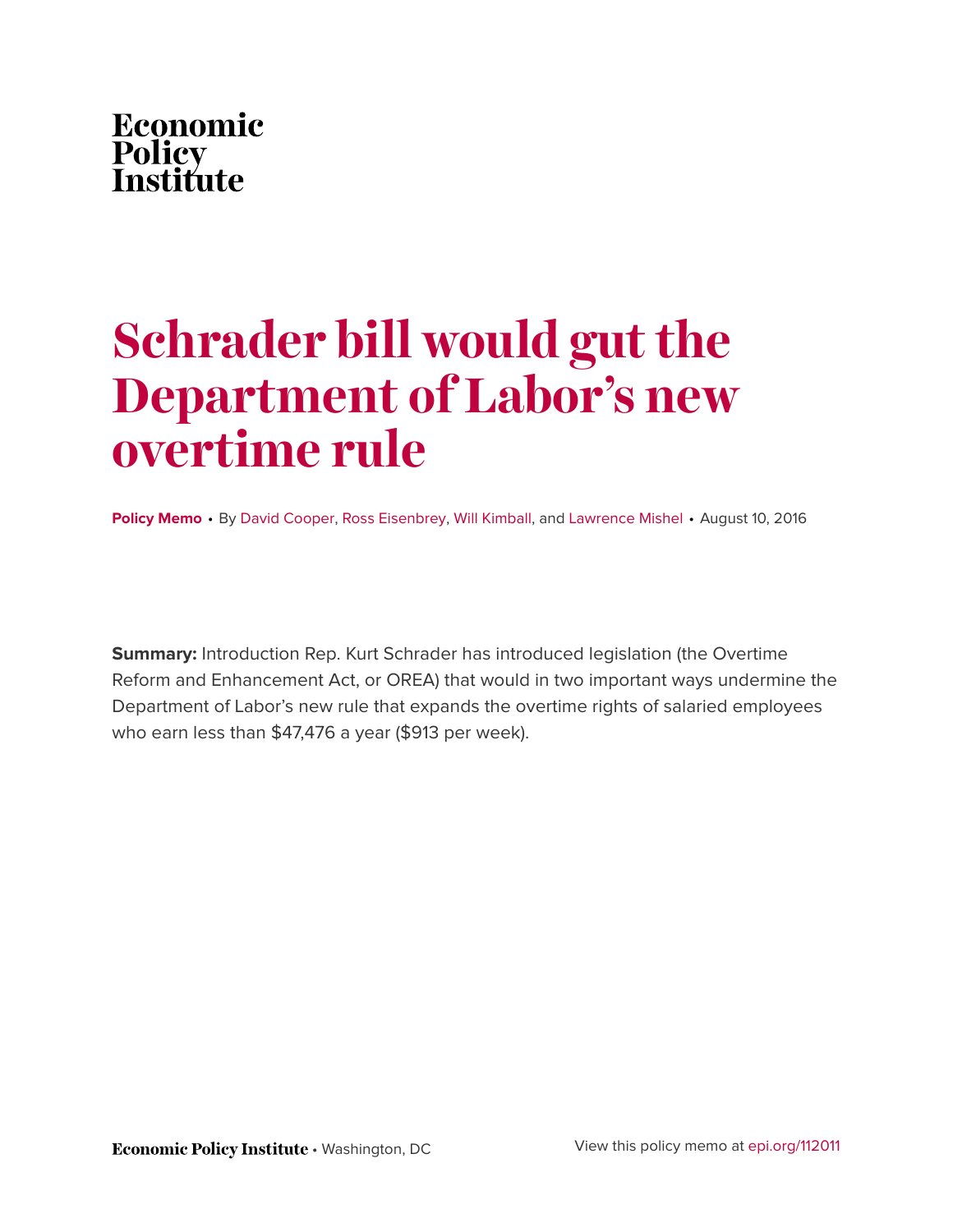Economic
Policy
Institute

# Schrader bill would gut the Department of Labor's new overtime rule

**Policy Memo** • By David Cooper, Ross Eisenbrey, Will Kimball, and Lawrence Mishel • August 10, 2016

**Summary:** Introduction Rep. Kurt Schrader has introduced legislation (the Overtime Reform and Enhancement Act, or OREA) that would in two important ways undermine the Department of Labor's new rule that expands the overtime rights of salaried employees who earn less than $47,476 a year ($913 per week).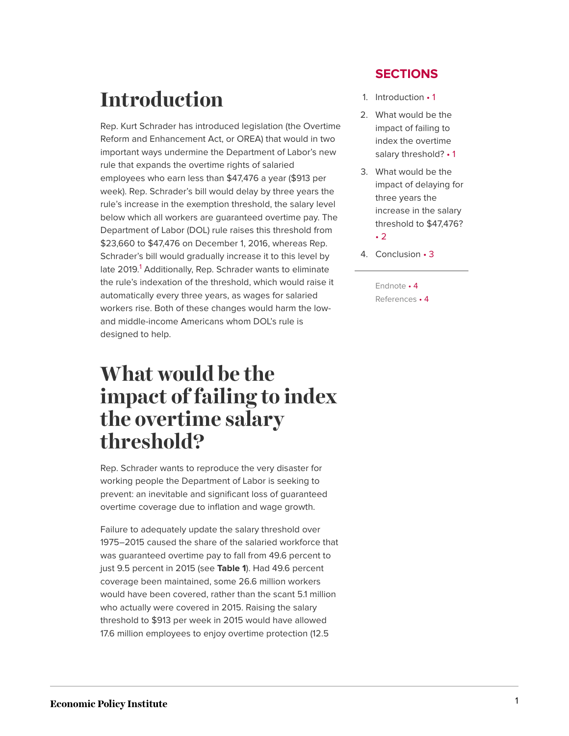# Introduction

Rep. Kurt Schrader has introduced legislation (the Overtime Reform and Enhancement Act, or OREA) that would in two important ways undermine the Department of Labor's new rule that expands the overtime rights of salaried employees who earn less than $47,476 a year ($913 per week). Rep. Schrader's bill would delay by three years the rule's increase in the exemption threshold, the salary level below which all workers are guaranteed overtime pay. The Department of Labor (DOL) rule raises this threshold from $23,660 to $47,476 on December 1, 2016, whereas Rep. Schrader's bill would gradually increase it to this level by late 2019.[1] Additionally, Rep. Schrader wants to eliminate the rule's indexation of the threshold, which would raise it automatically every three years, as wages for salaried workers rise. Both of these changes would harm the low- and middle-income Americans whom DOL's rule is designed to help.

## SECTIONS

1. Introduction • 1
2. What would be the impact of failing to index the overtime salary threshold? • 1
3. What would be the impact of delaying for three years the increase in the salary threshold to $47,476? • 2
4. Conclusion • 3

Endnote • 4

References • 4

# What would be the impact of failing to index the overtime salary threshold?

Rep. Schrader wants to reproduce the very disaster for working people the Department of Labor is seeking to prevent: an inevitable and significant loss of guaranteed overtime coverage due to inflation and wage growth.

Failure to adequately update the salary threshold over 1975–2015 caused the share of the salaried workforce that was guaranteed overtime pay to fall from 49.6 percent to just 9.5 percent in 2015 (see **Table 1**). Had 49.6 percent coverage been maintained, some 26.6 million workers would have been covered, rather than the scant 5.1 million who actually were covered in 2015. Raising the salary threshold to $913 per week in 2015 would have allowed 17.6 million employees to enjoy overtime protection (12.5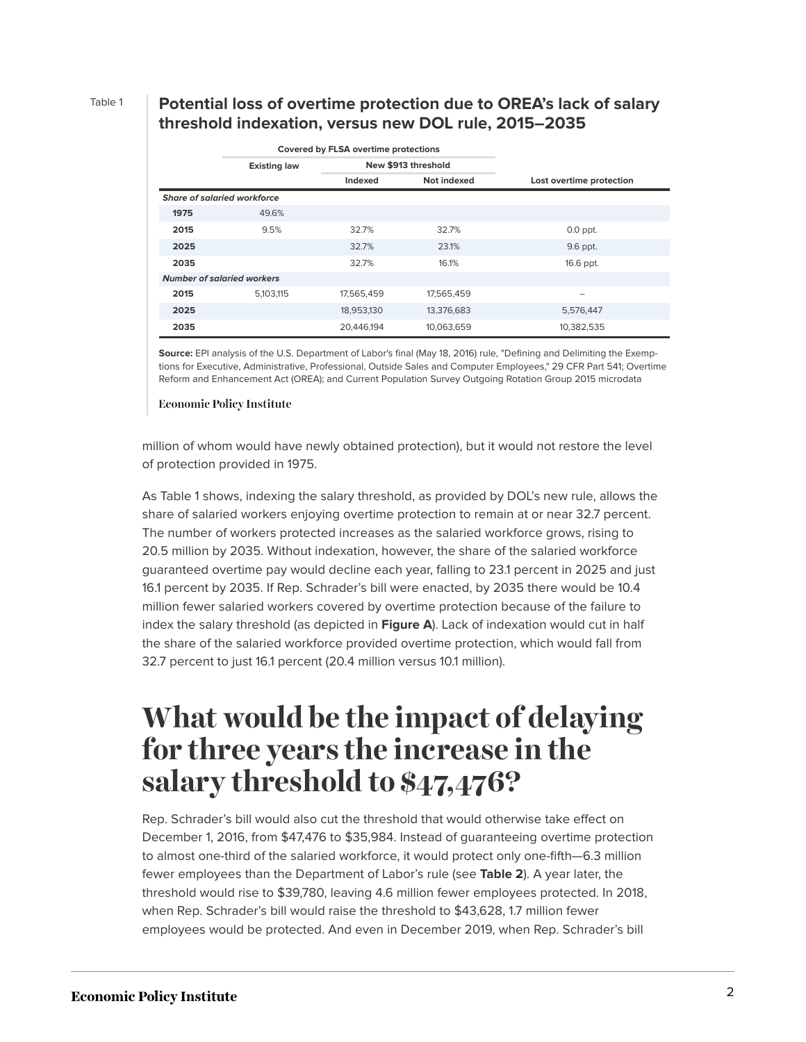Table 1

### Potential loss of overtime protection due to OREA's lack of salary threshold indexation, versus new DOL rule, 2015–2035

| | Covered by FLSA overtime protections | | | |
|---|---|---|---|---|
| | Existing law | New $913 threshold | | |
| | | Indexed | Not indexed | Lost overtime protection |
| ***Share of salaried workforce*** | | | | |
| **1975** | 49.6% | | | |
| **2015** | 9.5% | 32.7% | 32.7% | 0.0 ppt. |
| **2025** | | 32.7% | 23.1% | 9.6 ppt. |
| **2035** | | 32.7% | 16.1% | 16.6 ppt. |
| ***Number of salaried workers*** | | | | |
| **2015** | 5,103,115 | 17,565,459 | 17,565,459 | – |
| **2025** | | 18,953,130 | 13,376,683 | 5,576,447 |
| **2035** | | 20,446,194 | 10,063,659 | 10,382,535 |

**Source:** EPI analysis of the U.S. Department of Labor's final (May 18, 2016) rule, "Defining and Delimiting the Exemptions for Executive, Administrative, Professional, Outside Sales and Computer Employees," 29 CFR Part 541; Overtime Reform and Enhancement Act (OREA); and Current Population Survey Outgoing Rotation Group 2015 microdata

Economic Policy Institute

million of whom would have newly obtained protection), but it would not restore the level of protection provided in 1975.

As Table 1 shows, indexing the salary threshold, as provided by DOL's new rule, allows the share of salaried workers enjoying overtime protection to remain at or near 32.7 percent. The number of workers protected increases as the salaried workforce grows, rising to 20.5 million by 2035. Without indexation, however, the share of the salaried workforce guaranteed overtime pay would decline each year, falling to 23.1 percent in 2025 and just 16.1 percent by 2035. If Rep. Schrader's bill were enacted, by 2035 there would be 10.4 million fewer salaried workers covered by overtime protection because of the failure to index the salary threshold (as depicted in **Figure A**). Lack of indexation would cut in half the share of the salaried workforce provided overtime protection, which would fall from 32.7 percent to just 16.1 percent (20.4 million versus 10.1 million).

# What would be the impact of delaying for three years the increase in the salary threshold to $47,476?

Rep. Schrader's bill would also cut the threshold that would otherwise take effect on December 1, 2016, from $47,476 to $35,984. Instead of guaranteeing overtime protection to almost one-third of the salaried workforce, it would protect only one-fifth—6.3 million fewer employees than the Department of Labor's rule (see **Table 2**). A year later, the threshold would rise to $39,780, leaving 4.6 million fewer employees protected. In 2018, when Rep. Schrader's bill would raise the threshold to $43,628, 1.7 million fewer employees would be protected. And even in December 2019, when Rep. Schrader's bill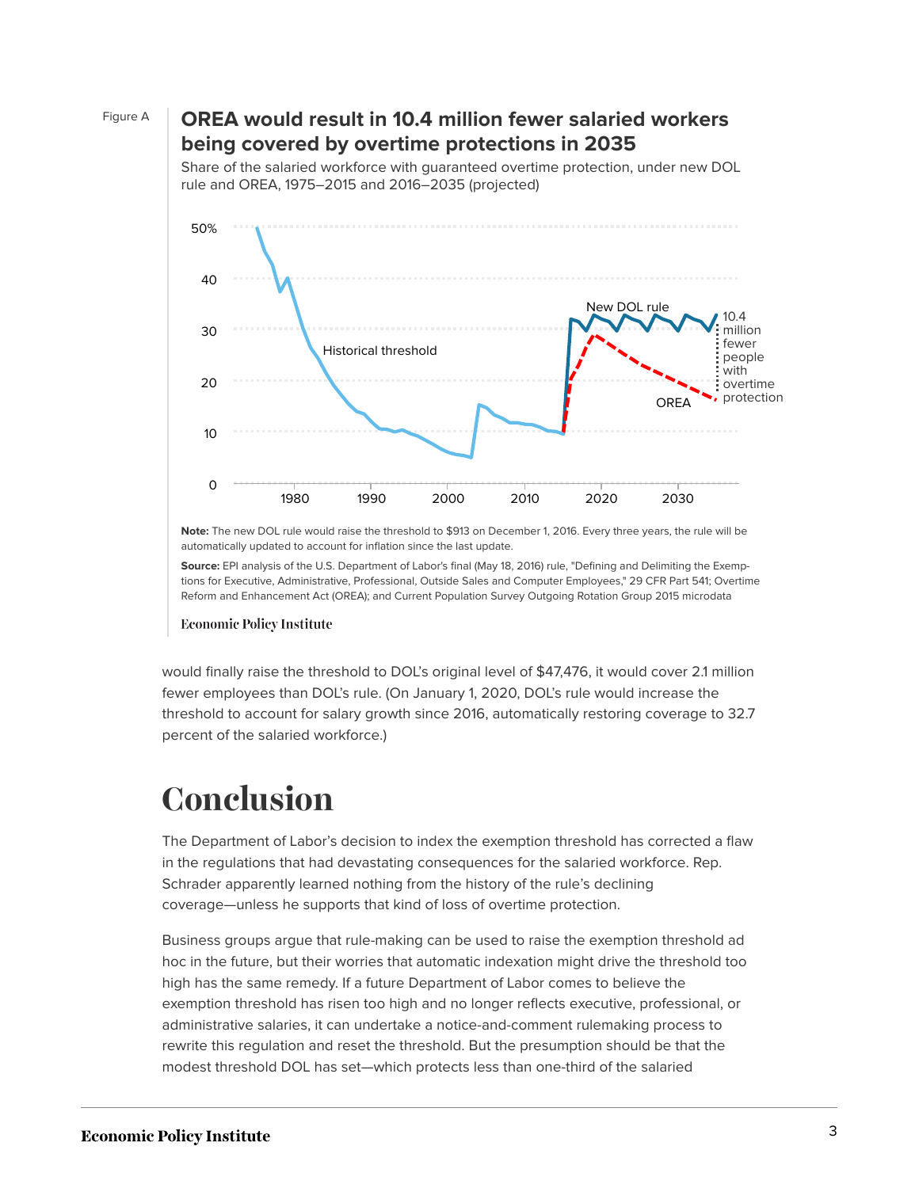Figure A

**OREA would result in 10.4 million fewer salaried workers being covered by overtime protections in 2035**

Share of the salaried workforce with guaranteed overtime protection, under new DOL rule and OREA, 1975–2015 and 2016–2035 (projected)

**Note:** The new DOL rule would raise the threshold to $913 on December 1, 2016. Every three years, the rule will be automatically updated to account for inflation since the last update.

**Source:** EPI analysis of the U.S. Department of Labor's final (May 18, 2016) rule, "Defining and Delimiting the Exemptions for Executive, Administrative, Professional, Outside Sales and Computer Employees," 29 CFR Part 541; Overtime Reform and Enhancement Act (OREA); and Current Population Survey Outgoing Rotation Group 2015 microdata

Economic Policy Institute

would finally raise the threshold to DOL's original level of $47,476, it would cover 2.1 million fewer employees than DOL's rule. (On January 1, 2020, DOL's rule would increase the threshold to account for salary growth since 2016, automatically restoring coverage to 32.7 percent of the salaried workforce.)

# Conclusion

The Department of Labor's decision to index the exemption threshold has corrected a flaw in the regulations that had devastating consequences for the salaried workforce. Rep. Schrader apparently learned nothing from the history of the rule's declining coverage—unless he supports that kind of loss of overtime protection.

Business groups argue that rule-making can be used to raise the exemption threshold ad hoc in the future, but their worries that automatic indexation might drive the threshold too high has the same remedy. If a future Department of Labor comes to believe the exemption threshold has risen too high and no longer reflects executive, professional, or administrative salaries, it can undertake a notice-and-comment rulemaking process to rewrite this regulation and reset the threshold. But the presumption should be that the modest threshold DOL has set—which protects less than one-third of the salaried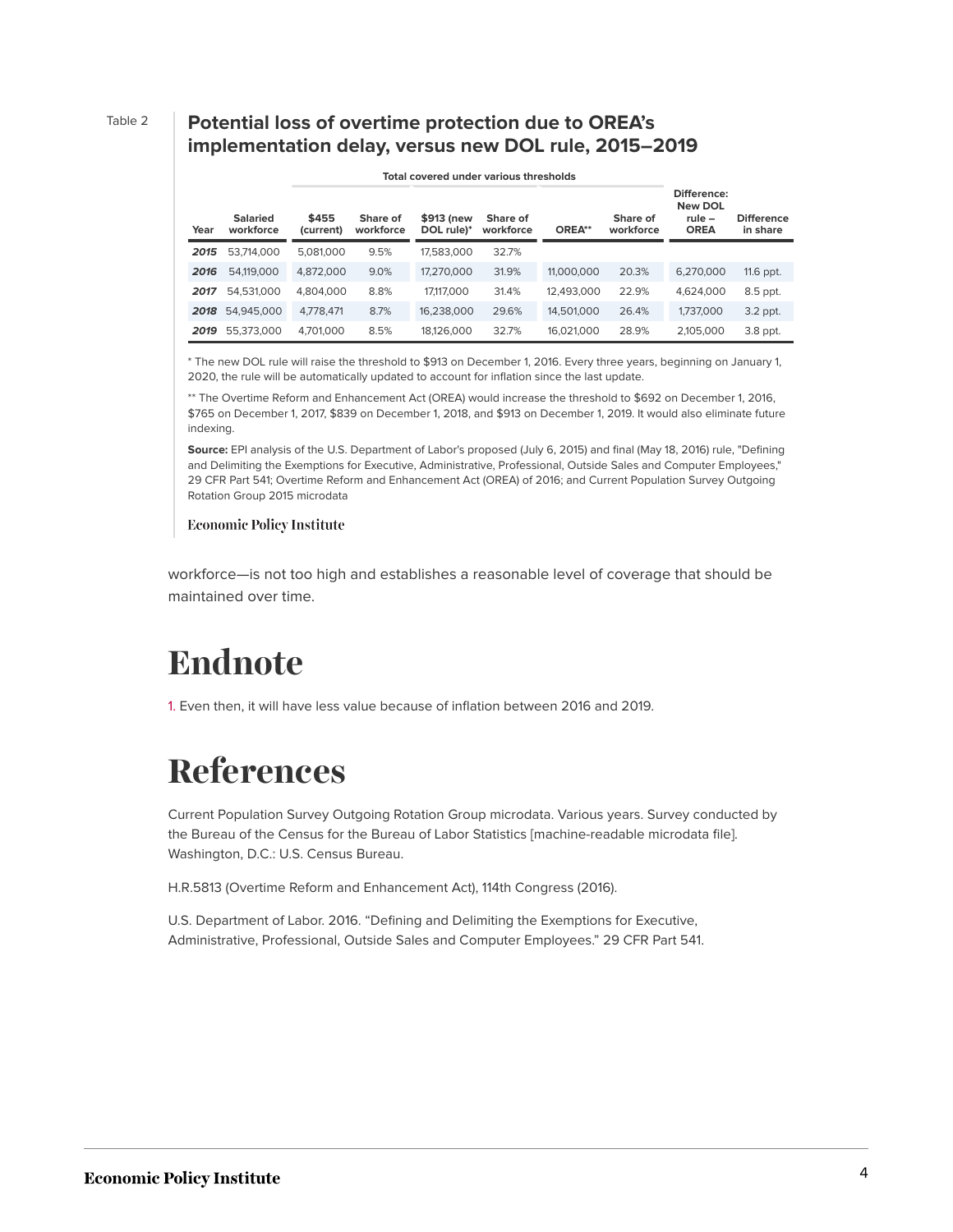Table 2

**Potential loss of overtime protection due to OREA's implementation delay, versus new DOL rule, 2015–2019**

| | | Total covered under various thresholds | | | | | | | |
|---|---|---|---|---|---|---|---|---|---|
| Year | Salaried workforce | $455 (current) | Share of workforce | $913 (new DOL rule)* | Share of workforce | OREA** | Share of workforce | Difference: New DOL rule – OREA | Difference in share |
| ***2015*** | 53,714,000 | 5,081,000 | 9.5% | 17,583,000 | 32.7% | | | | |
| ***2016*** | 54,119,000 | 4,872,000 | 9.0% | 17,270,000 | 31.9% | 11,000,000 | 20.3% | 6,270,000 | 11.6 ppt. |
| ***2017*** | 54,531,000 | 4,804,000 | 8.8% | 17,117,000 | 31.4% | 12,493,000 | 22.9% | 4,624,000 | 8.5 ppt. |
| ***2018*** | 54,945,000 | 4,778,471 | 8.7% | 16,238,000 | 29.6% | 14,501,000 | 26.4% | 1,737,000 | 3.2 ppt. |
| ***2019*** | 55,373,000 | 4,701,000 | 8.5% | 18,126,000 | 32.7% | 16,021,000 | 28.9% | 2,105,000 | 3.8 ppt. |

* The new DOL rule will raise the threshold to $913 on December 1, 2016. Every three years, beginning on January 1, 2020, the rule will be automatically updated to account for inflation since the last update.

** The Overtime Reform and Enhancement Act (OREA) would increase the threshold to $692 on December 1, 2016, $765 on December 1, 2017, $839 on December 1, 2018, and $913 on December 1, 2019. It would also eliminate future indexing.

**Source:** EPI analysis of the U.S. Department of Labor's proposed (July 6, 2015) and final (May 18, 2016) rule, "Defining and Delimiting the Exemptions for Executive, Administrative, Professional, Outside Sales and Computer Employees," 29 CFR Part 541; Overtime Reform and Enhancement Act (OREA) of 2016; and Current Population Survey Outgoing Rotation Group 2015 microdata

Economic Policy Institute

workforce—is not too high and establishes a reasonable level of coverage that should be maintained over time.

# Endnote

1. Even then, it will have less value because of inflation between 2016 and 2019.

# References

Current Population Survey Outgoing Rotation Group microdata. Various years. Survey conducted by the Bureau of the Census for the Bureau of Labor Statistics [machine-readable microdata file]. Washington, D.C.: U.S. Census Bureau.

H.R.5813 (Overtime Reform and Enhancement Act), 114th Congress (2016).

U.S. Department of Labor. 2016. "Defining and Delimiting the Exemptions for Executive, Administrative, Professional, Outside Sales and Computer Employees." 29 CFR Part 541.